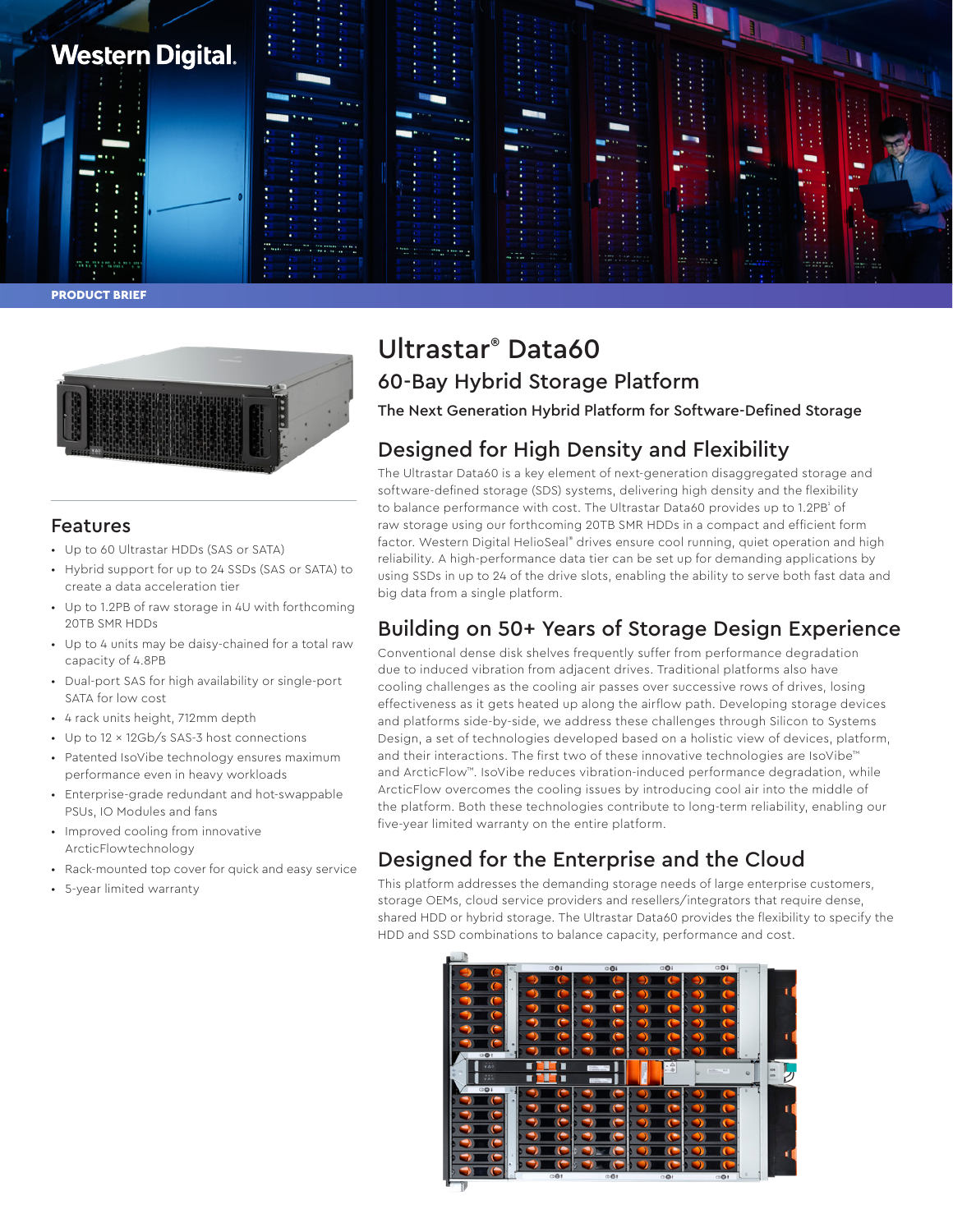Western Digital.

PRODUCT BRIEF

# Ultrastar® Data60

## 60-Bay Hybrid Storage Platform

**The Next Generation Hybrid Platform for Software-Defined Storage**

## Features

- Up to 60 Ultrastar HDDs (SAS or SATA)
- Hybrid support for up to 24 SSDs (SAS or SATA) to create a data acceleration tier
- Up to 1.2PB of raw storage in 4U with forthcoming 20TB SMR HDDs
- Up to 4 units may be daisy-chained for a total raw capacity of 4.8PB
- Dual-port SAS for high availability or single-port SATA for low cost
- 4 rack units height, 712mm depth
- Up to 12 × 12Gb/s SAS-3 host connections
- Patented IsoVibe technology ensures maximum performance even in heavy workloads
- Enterprise-grade redundant and hot-swappable PSUs, IO Modules and fans
- Improved cooling from innovative ArcticFlowtechnology
- Rack-mounted top cover for quick and easy service
- 5-year limited warranty

## Designed for High Density and Flexibility

The Ultrastar Data60 is a key element of next-generation disaggregated storage and software-defined storage (SDS) systems, delivering high density and the flexibility to balance performance with cost. The Ultrastar Data60 provides up to 1.2PB[1] of raw storage using our forthcoming 20TB SMR HDDs in a compact and efficient form factor. Western Digital HelioSeal® drives ensure cool running, quiet operation and high reliability. A high-performance data tier can be set up for demanding applications by using SSDs in up to 24 of the drive slots, enabling the ability to serve both fast data and big data from a single platform.

## Building on 50+ Years of Storage Design Experience

Conventional dense disk shelves frequently suffer from performance degradation due to induced vibration from adjacent drives. Traditional platforms also have cooling challenges as the cooling air passes over successive rows of drives, losing effectiveness as it gets heated up along the airflow path. Developing storage devices and platforms side-by-side, we address these challenges through Silicon to Systems Design, a set of technologies developed based on a holistic view of devices, platform, and their interactions. The first two of these innovative technologies are IsoVibe™ and ArcticFlow™. IsoVibe reduces vibration-induced performance degradation, while ArcticFlow overcomes the cooling issues by introducing cool air into the middle of the platform. Both these technologies contribute to long-term reliability, enabling our five-year limited warranty on the entire platform.

## Designed for the Enterprise and the Cloud

This platform addresses the demanding storage needs of large enterprise customers, storage OEMs, cloud service providers and resellers/integrators that require dense, shared HDD or hybrid storage. The Ultrastar Data60 provides the flexibility to specify the HDD and SSD combinations to balance capacity, performance and cost.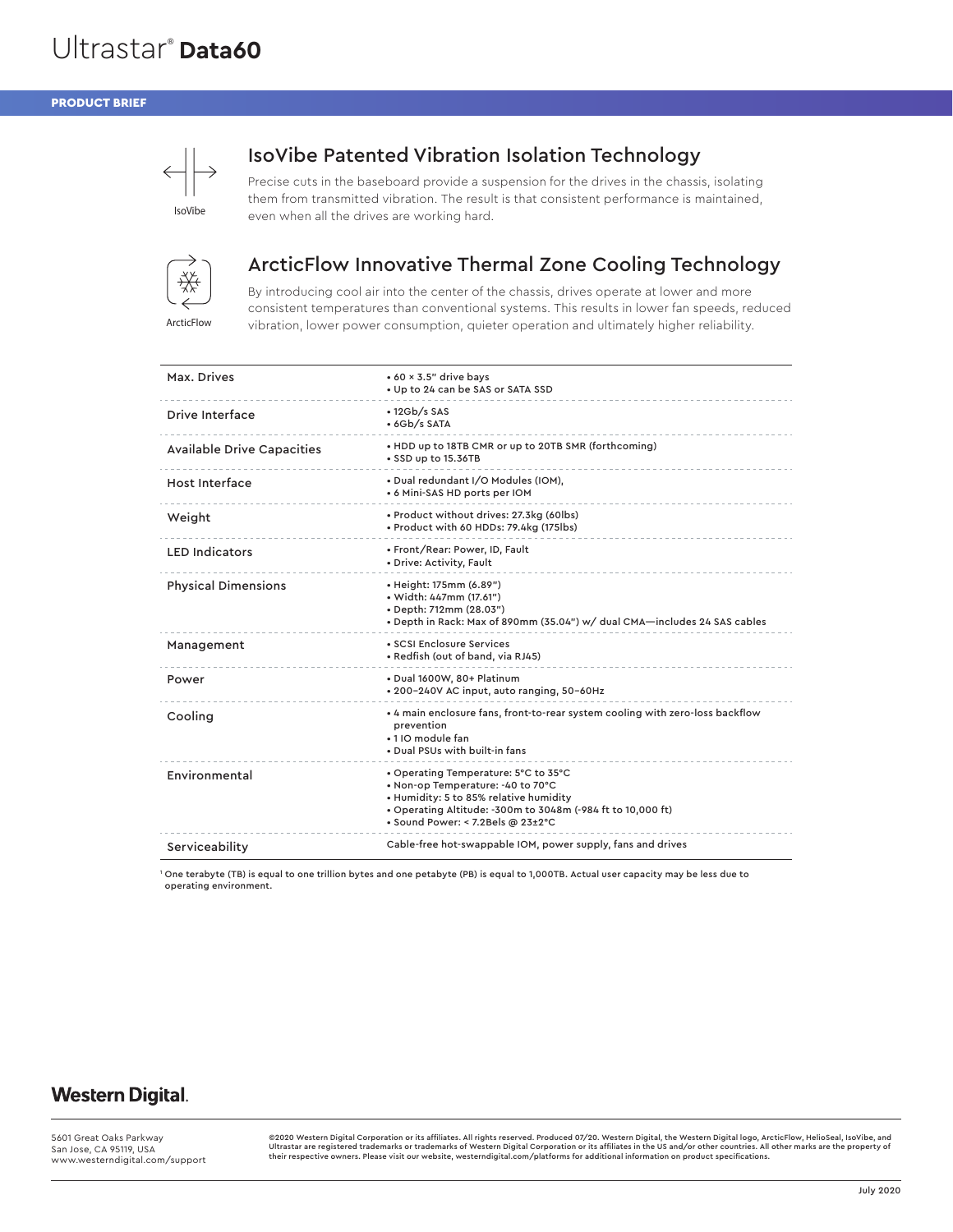# Ultrastar® **Data60**

**PRODUCT BRIEF**

IsoVibe

## IsoVibe Patented Vibration Isolation Technology

Precise cuts in the baseboard provide a suspension for the drives in the chassis, isolating them from transmitted vibration. The result is that consistent performance is maintained, even when all the drives are working hard.

ArcticFlow

## ArcticFlow Innovative Thermal Zone Cooling Technology

By introducing cool air into the center of the chassis, drives operate at lower and more consistent temperatures than conventional systems. This results in lower fan speeds, reduced vibration, lower power consumption, quieter operation and ultimately higher reliability.

| | |
|---|---|
| Max. Drives | • 60 × 3.5" drive bays<br>• Up to 24 can be SAS or SATA SSD |
| Drive Interface | • 12Gb/s SAS<br>• 6Gb/s SATA |
| Available Drive Capacities | • HDD up to 18TB CMR or up to 20TB SMR (forthcoming)<br>• SSD up to 15.36TB |
| Host Interface | • Dual redundant I/O Modules (IOM),<br>• 6 Mini-SAS HD ports per IOM |
| Weight | • Product without drives: 27.3kg (60lbs)<br>• Product with 60 HDDs: 79.4kg (175lbs) |
| LED Indicators | • Front/Rear: Power, ID, Fault<br>• Drive: Activity, Fault |
| Physical Dimensions | • Height: 175mm (6.89")<br>• Width: 447mm (17.61")<br>• Depth: 712mm (28.03")<br>• Depth in Rack: Max of 890mm (35.04") w/ dual CMA—includes 24 SAS cables |
| Management | • SCSI Enclosure Services<br>• Redfish (out of band, via RJ45) |
| Power | • Dual 1600W, 80+ Platinum<br>• 200–240V AC input, auto ranging, 50–60Hz |
| Cooling | • 4 main enclosure fans, front-to-rear system cooling with zero-loss backflow prevention<br>• 1 IO module fan<br>• Dual PSUs with built-in fans |
| Environmental | • Operating Temperature: 5°C to 35°C<br>• Non-op Temperature: -40 to 70°C<br>• Humidity: 5 to 85% relative humidity<br>• Operating Altitude: -300m to 3048m (-984 ft to 10,000 ft)<br>• Sound Power: < 7.2Bels @ 23±2°C |
| Serviceability | Cable-free hot-swappable IOM, power supply, fans and drives |

[1] One terabyte (TB) is equal to one trillion bytes and one petabyte (PB) is equal to 1,000TB. Actual user capacity may be less due to operating environment.

**Western Digital.**

5601 Great Oaks Parkway
San Jose, CA 95119, USA
www.westerndigital.com/support

©2020 Western Digital Corporation or its affiliates. All rights reserved. Produced 07/20. Western Digital, the Western Digital logo, ArcticFlow, HelioSeal, IsoVibe, and Ultrastar are registered trademarks or trademarks of Western Digital Corporation or its affiliates in the US and/or other countries. All other marks are the property of their respective owners. Please visit our website, westerndigital.com/platforms for additional information on product specifications.

July 2020